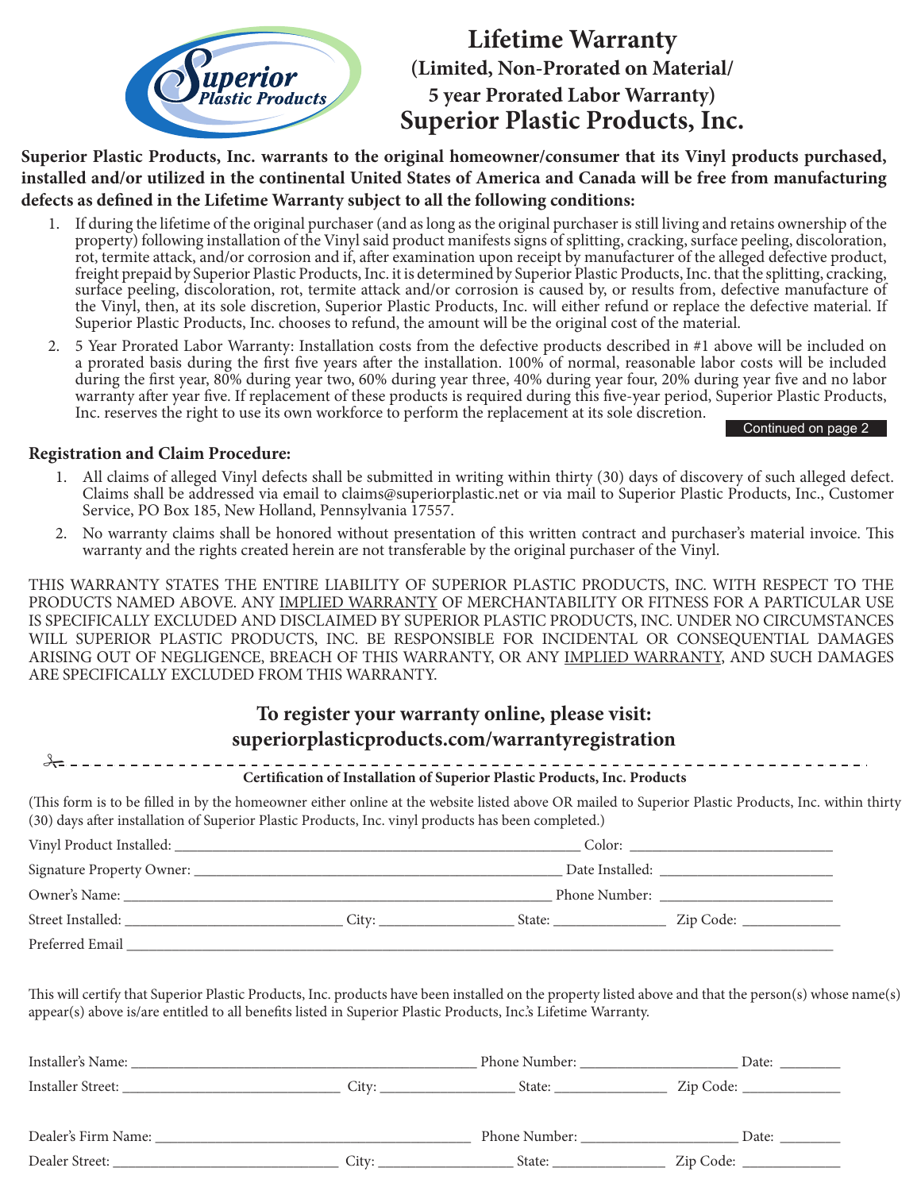# Lifetime Warranty

## (Limited, Non-Prorated on Material/ 5 year Prorated Labor Warranty)

## Superior Plastic Products, Inc.

**Superior Plastic Products, Inc. warrants to the original homeowner/consumer that its Vinyl products purchased, installed and/or utilized in the continental United States of America and Canada will be free from manufacturing defects as defined in the Lifetime Warranty subject to all the following conditions:**

1. If during the lifetime of the original purchaser (and as long as the original purchaser is still living and retains ownership of the property) following installation of the Vinyl said product manifests signs of splitting, cracking, surface peeling, discoloration, rot, termite attack, and/or corrosion and if, after examination upon receipt by manufacturer of the alleged defective product, freight prepaid by Superior Plastic Products, Inc. it is determined by Superior Plastic Products, Inc. that the splitting, cracking, surface peeling, discoloration, rot, termite attack and/or corrosion is caused by, or results from, defective manufacture of the Vinyl, then, at its sole discretion, Superior Plastic Products, Inc. will either refund or replace the defective material. If Superior Plastic Products, Inc. chooses to refund, the amount will be the original cost of the material.
2. 5 Year Prorated Labor Warranty: Installation costs from the defective products described in #1 above will be included on a prorated basis during the first five years after the installation. 100% of normal, reasonable labor costs will be included during the first year, 80% during year two, 60% during year three, 40% during year four, 20% during year five and no labor warranty after year five. If replacement of these products is required during this five-year period, Superior Plastic Products, Inc. reserves the right to use its own workforce to perform the replacement at its sole discretion.

Continued on page 2

### Registration and Claim Procedure:

1. All claims of alleged Vinyl defects shall be submitted in writing within thirty (30) days of discovery of such alleged defect. Claims shall be addressed via email to claims@superiorplastic.net or via mail to Superior Plastic Products, Inc., Customer Service, PO Box 185, New Holland, Pennsylvania 17557.
2. No warranty claims shall be honored without presentation of this written contract and purchaser's material invoice. This warranty and the rights created herein are not transferable by the original purchaser of the Vinyl.

THIS WARRANTY STATES THE ENTIRE LIABILITY OF SUPERIOR PLASTIC PRODUCTS, INC. WITH RESPECT TO THE PRODUCTS NAMED ABOVE. ANY IMPLIED WARRANTY OF MERCHANTABILITY OR FITNESS FOR A PARTICULAR USE IS SPECIFICALLY EXCLUDED AND DISCLAIMED BY SUPERIOR PLASTIC PRODUCTS, INC. UNDER NO CIRCUMSTANCES WILL SUPERIOR PLASTIC PRODUCTS, INC. BE RESPONSIBLE FOR INCIDENTAL OR CONSEQUENTIAL DAMAGES ARISING OUT OF NEGLIGENCE, BREACH OF THIS WARRANTY, OR ANY IMPLIED WARRANTY, AND SUCH DAMAGES ARE SPECIFICALLY EXCLUDED FROM THIS WARRANTY.

### To register your warranty online, please visit: superiorplasticproducts.com/warrantyregistration

---

**Certification of Installation of Superior Plastic Products, Inc. Products**

(This form is to be filled in by the homeowner either online at the website listed above OR mailed to Superior Plastic Products, Inc. within thirty (30) days after installation of Superior Plastic Products, Inc. vinyl products has been completed.)

Vinyl Product Installed: ____________________ Color: ____________

Signature Property Owner: ____________________ Date Installed: ____________

Owner's Name: ____________________ Phone Number: ____________

Street Installed: ____________ City: ____________ State: ____________ Zip Code: ____________

Preferred Email ____________________

This will certify that Superior Plastic Products, Inc. products have been installed on the property listed above and that the person(s) whose name(s) appear(s) above is/are entitled to all benefits listed in Superior Plastic Products, Inc.'s Lifetime Warranty.

Installer's Name: ____________________ Phone Number: ____________ Date: ________

Installer Street: ____________ City: ____________ State: ____________ Zip Code: ____________

Dealer's Firm Name: ____________________ Phone Number: ____________ Date: ________

Dealer Street: ____________ City: ____________ State: ____________ Zip Code: ____________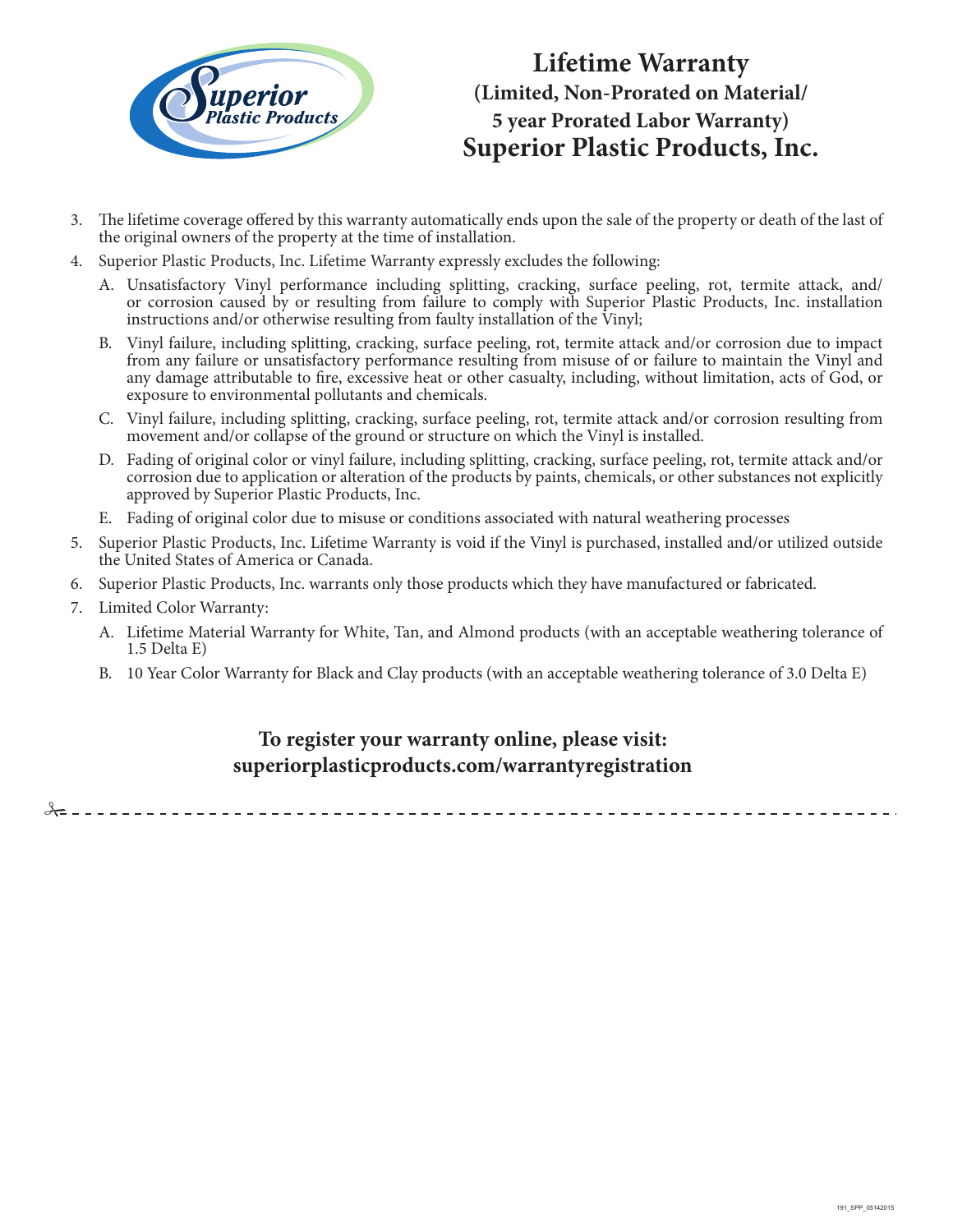# Lifetime Warranty

## (Limited, Non-Prorated on Material/ 5 year Prorated Labor Warranty)

## Superior Plastic Products, Inc.

3. The lifetime coverage offered by this warranty automatically ends upon the sale of the property or death of the last of the original owners of the property at the time of installation.
4. Superior Plastic Products, Inc. Lifetime Warranty expressly excludes the following:
   A. Unsatisfactory Vinyl performance including splitting, cracking, surface peeling, rot, termite attack, and/or or corrosion caused by or resulting from failure to comply with Superior Plastic Products, Inc. installation instructions and/or otherwise resulting from faulty installation of the Vinyl;
   
   B. Vinyl failure, including splitting, cracking, surface peeling, rot, termite attack and/or corrosion due to impact from any failure or unsatisfactory performance resulting from misuse of or failure to maintain the Vinyl and any damage attributable to fire, excessive heat or other casualty, including, without limitation, acts of God, or exposure to environmental pollutants and chemicals.
   
   C. Vinyl failure, including splitting, cracking, surface peeling, rot, termite attack and/or corrosion resulting from movement and/or collapse of the ground or structure on which the Vinyl is installed.
   
   D. Fading of original color or vinyl failure, including splitting, cracking, surface peeling, rot, termite attack and/or corrosion due to application or alteration of the products by paints, chemicals, or other substances not explicitly approved by Superior Plastic Products, Inc.
   
   E. Fading of original color due to misuse or conditions associated with natural weathering processes
5. Superior Plastic Products, Inc. Lifetime Warranty is void if the Vinyl is purchased, installed and/or utilized outside the United States of America or Canada.
6. Superior Plastic Products, Inc. warrants only those products which they have manufactured or fabricated.
7. Limited Color Warranty:
   A. Lifetime Material Warranty for White, Tan, and Almond products (with an acceptable weathering tolerance of 1.5 Delta E)
   
   B. 10 Year Color Warranty for Black and Clay products (with an acceptable weathering tolerance of 3.0 Delta E)

**To register your warranty online, please visit:**
**superiorplasticproducts.com/warrantyregistration**

191_SPP_05142015